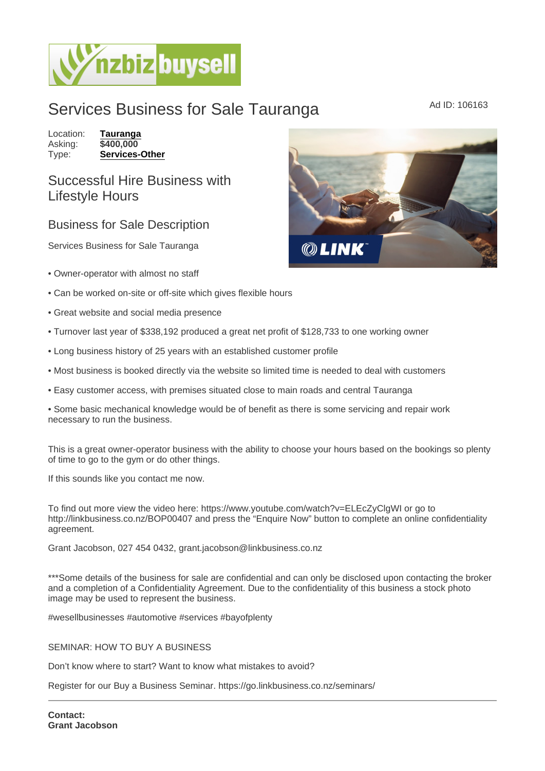# Services Business for Sale Tauranga

Ad ID: 106163

Location: **Tauranga**
Asking: **$400,000**
Type: **Services-Other**

## Successful Hire Business with Lifestyle Hours

### Business for Sale Description

Services Business for Sale Tauranga

- • Owner-operator with almost no staff
- • Can be worked on-site or off-site which gives flexible hours
- • Great website and social media presence
- • Turnover last year of $338,192 produced a great net profit of $128,733 to one working owner
- • Long business history of 25 years with an established customer profile
- • Most business is booked directly via the website so limited time is needed to deal with customers
- • Easy customer access, with premises situated close to main roads and central Tauranga
- • Some basic mechanical knowledge would be of benefit as there is some servicing and repair work necessary to run the business.

This is a great owner-operator business with the ability to choose your hours based on the bookings so plenty of time to go to the gym or do other things.

If this sounds like you contact me now.

To find out more view the video here: https://www.youtube.com/watch?v=ELEcZyClgWI or go to http://linkbusiness.co.nz/BOP00407 and press the "Enquire Now" button to complete an online confidentiality agreement.

Grant Jacobson, 027 454 0432, grant.jacobson@linkbusiness.co.nz

***Some details of the business for sale are confidential and can only be disclosed upon contacting the broker and a completion of a Confidentiality Agreement. Due to the confidentiality of this business a stock photo image may be used to represent the business.

#wesellbusinesses #automotive #services #bayofplenty

SEMINAR: HOW TO BUY A BUSINESS

Don't know where to start? Want to know what mistakes to avoid?

Register for our Buy a Business Seminar. https://go.linkbusiness.co.nz/seminars/

---

**Contact:**
**Grant Jacobson**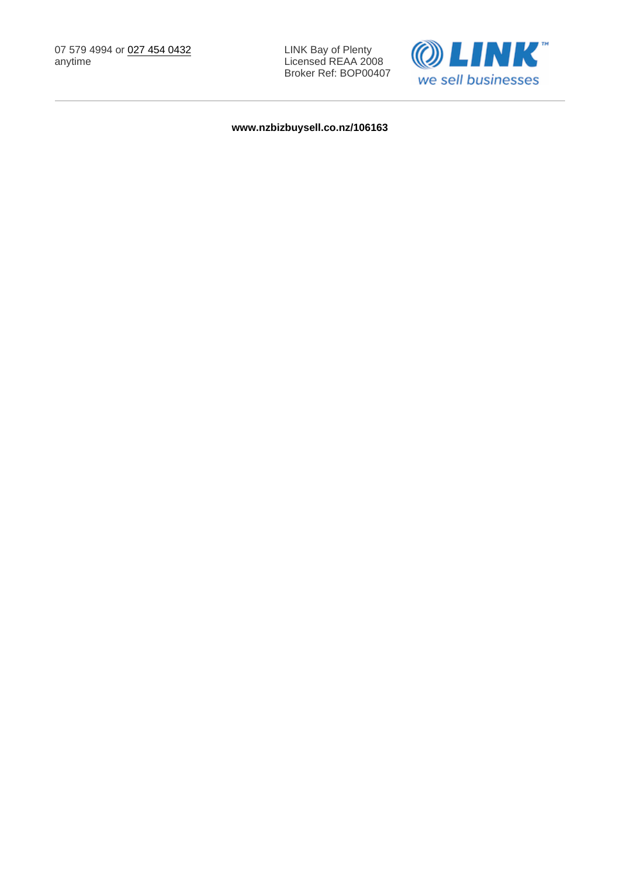07 579 4994 or 027 454 0432
anytime

LINK Bay of Plenty
Licensed REAA 2008
Broker Ref: BOP00407

LINK
we sell businesses

---

**www.nzbizbuysell.co.nz/106163**